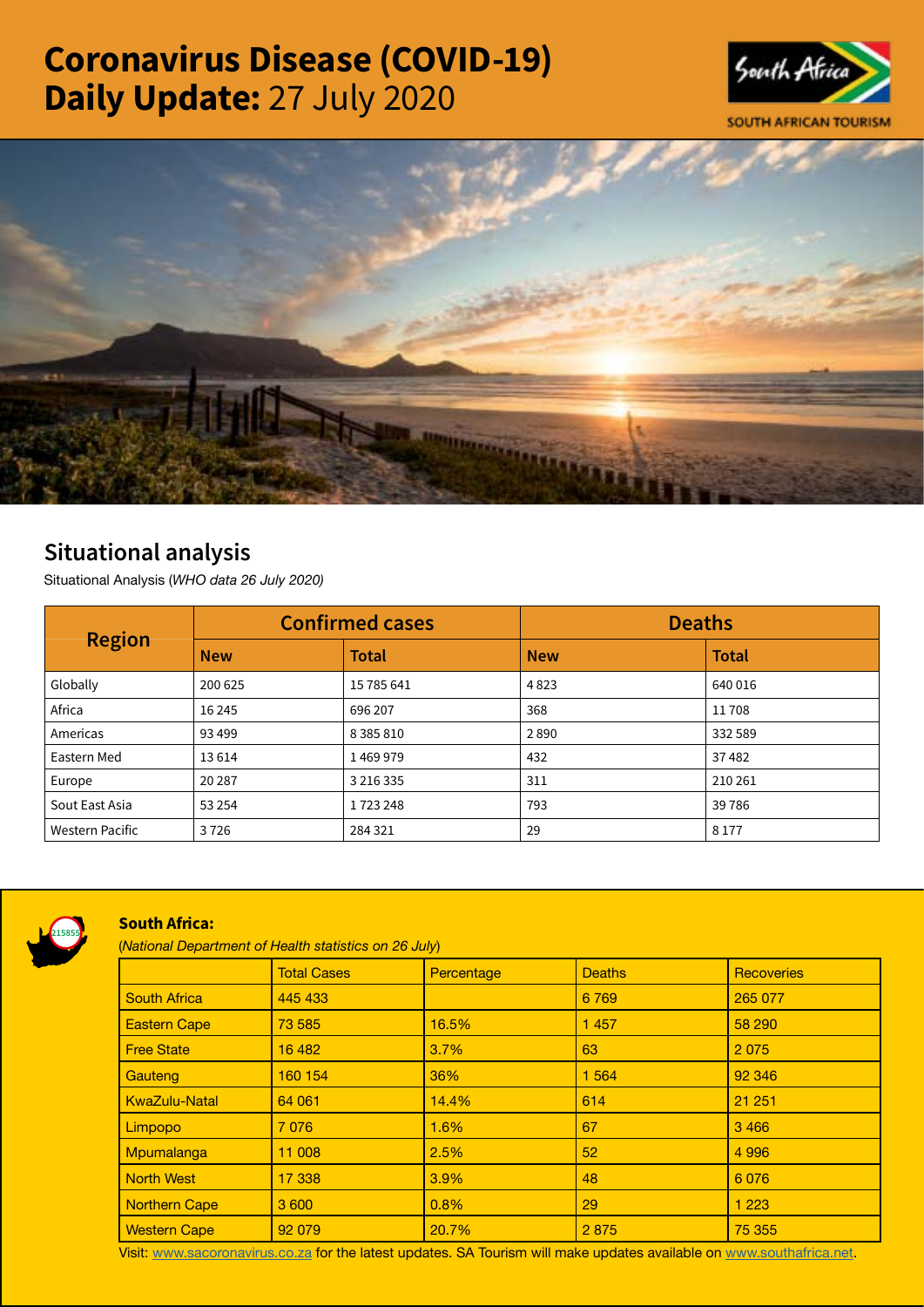# Coronavirus Disease (COVID-19) Daily Update: 27 July 2020

## Situational analysis

Situational Analysis (*WHO data 26 July 2020)*

| Region | Confirmed cases | | Deaths | |
|---|---|---|---|---|
| | New | Total | New | Total |
| Globally | 200 625 | 15 785 641 | 4 823 | 640 016 |
| Africa | 16 245 | 696 207 | 368 | 11 708 |
| Americas | 93 499 | 8 385 810 | 2 890 | 332 589 |
| Eastern Med | 13 614 | 1 469 979 | 432 | 37 482 |
| Europe | 20 287 | 3 216 335 | 311 | 210 261 |
| Sout East Asia | 53 254 | 1 723 248 | 793 | 39 786 |
| Western Pacific | 3 726 | 284 321 | 29 | 8 177 |

### South Africa:

(*National Department of Health statistics on 26 July*)

| | Total Cases | Percentage | Deaths | Recoveries |
|---|---|---|---|---|
| South Africa | 445 433 | | 6 769 | 265 077 |
| Eastern Cape | 73 585 | 16.5% | 1 457 | 58 290 |
| Free State | 16 482 | 3.7% | 63 | 2 075 |
| Gauteng | 160 154 | 36% | 1 564 | 92 346 |
| KwaZulu-Natal | 64 061 | 14.4% | 614 | 21 251 |
| Limpopo | 7 076 | 1.6% | 67 | 3 466 |
| Mpumalanga | 11 008 | 2.5% | 52 | 4 996 |
| North West | 17 338 | 3.9% | 48 | 6 076 |
| Northern Cape | 3 600 | 0.8% | 29 | 1 223 |
| Western Cape | 92 079 | 20.7% | 2 875 | 75 355 |

Visit: www.sacoronavirus.co.za for the latest updates. SA Tourism will make updates available on www.southafrica.net.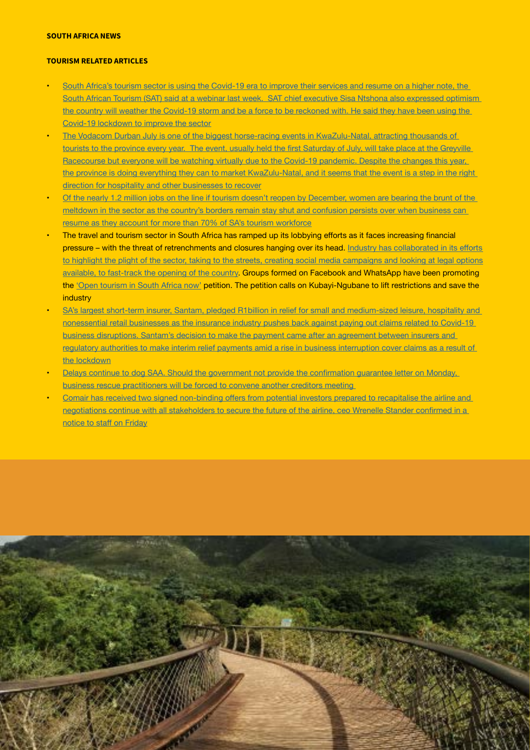**SOUTH AFRICA NEWS**

**TOURISM RELATED ARTICLES**

- South Africa's tourism sector is using the Covid-19 era to improve their services and resume on a higher note, the South African Tourism (SAT) said at a webinar last week. SAT chief executive Sisa Ntshona also expressed optimism the country will weather the Covid-19 storm and be a force to be reckoned with. He said they have been using the Covid-19 lockdown to improve the sector
- The Vodacom Durban July is one of the biggest horse-racing events in KwaZulu-Natal, attracting thousands of tourists to the province every year. The event, usually held the first Saturday of July, will take place at the Greyville Racecourse but everyone will be watching virtually due to the Covid-19 pandemic. Despite the changes this year, the province is doing everything they can to market KwaZulu-Natal, and it seems that the event is a step in the right direction for hospitality and other businesses to recover
- Of the nearly 1.2 million jobs on the line if tourism doesn't reopen by December, women are bearing the brunt of the meltdown in the sector as the country's borders remain stay shut and confusion persists over when business can resume as they account for more than 70% of SA's tourism workforce
- The travel and tourism sector in South Africa has ramped up its lobbying efforts as it faces increasing financial pressure – with the threat of retrenchments and closures hanging over its head. Industry has collaborated in its efforts to highlight the plight of the sector, taking to the streets, creating social media campaigns and looking at legal options available, to fast-track the opening of the country. Groups formed on Facebook and WhatsApp have been promoting the 'Open tourism in South Africa now' petition. The petition calls on Kubayi-Ngubane to lift restrictions and save the industry
- SA's largest short-term insurer, Santam, pledged R1billion in relief for small and medium-sized leisure, hospitality and nonessential retail businesses as the insurance industry pushes back against paying out claims related to Covid-19 business disruptions. Santam's decision to make the payment came after an agreement between insurers and regulatory authorities to make interim relief payments amid a rise in business interruption cover claims as a result of the lockdown
- Delays continue to dog SAA. Should the government not provide the confirmation guarantee letter on Monday, business rescue practitioners will be forced to convene another creditors meeting
- Comair has received two signed non-binding offers from potential investors prepared to recapitalise the airline and negotiations continue with all stakeholders to secure the future of the airline, ceo Wrenelle Stander confirmed in a notice to staff on Friday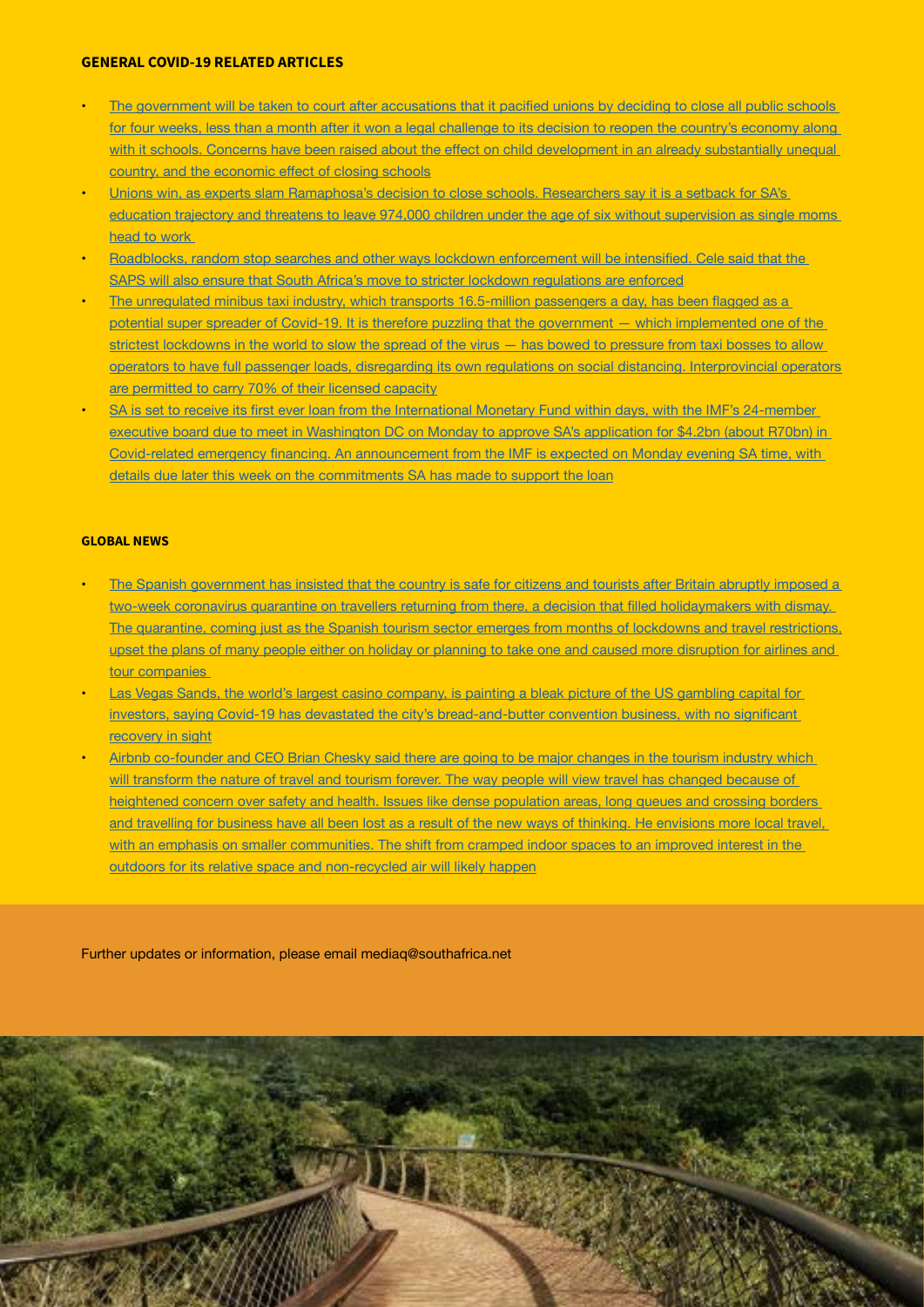## GENERAL COVID-19 RELATED ARTICLES

- The government will be taken to court after accusations that it pacified unions by deciding to close all public schools for four weeks, less than a month after it won a legal challenge to its decision to reopen the country's economy along with it schools. Concerns have been raised about the effect on child development in an already substantially unequal country, and the economic effect of closing schools
- Unions win, as experts slam Ramaphosa's decision to close schools. Researchers say it is a setback for SA's education trajectory and threatens to leave 974,000 children under the age of six without supervision as single moms head to work
- Roadblocks, random stop searches and other ways lockdown enforcement will be intensified. Cele said that the SAPS will also ensure that South Africa's move to stricter lockdown regulations are enforced
- The unregulated minibus taxi industry, which transports 16.5-million passengers a day, has been flagged as a potential super spreader of Covid-19. It is therefore puzzling that the government — which implemented one of the strictest lockdowns in the world to slow the spread of the virus — has bowed to pressure from taxi bosses to allow operators to have full passenger loads, disregarding its own regulations on social distancing. Interprovincial operators are permitted to carry 70% of their licensed capacity
- SA is set to receive its first ever loan from the International Monetary Fund within days, with the IMF's 24-member executive board due to meet in Washington DC on Monday to approve SA's application for $4.2bn (about R70bn) in Covid-related emergency financing. An announcement from the IMF is expected on Monday evening SA time, with details due later this week on the commitments SA has made to support the loan

## GLOBAL NEWS

- The Spanish government has insisted that the country is safe for citizens and tourists after Britain abruptly imposed a two-week coronavirus quarantine on travellers returning from there, a decision that filled holidaymakers with dismay. The quarantine, coming just as the Spanish tourism sector emerges from months of lockdowns and travel restrictions, upset the plans of many people either on holiday or planning to take one and caused more disruption for airlines and tour companies
- Las Vegas Sands, the world's largest casino company, is painting a bleak picture of the US gambling capital for investors, saying Covid-19 has devastated the city's bread-and-butter convention business, with no significant recovery in sight
- Airbnb co-founder and CEO Brian Chesky said there are going to be major changes in the tourism industry which will transform the nature of travel and tourism forever. The way people will view travel has changed because of heightened concern over safety and health. Issues like dense population areas, long queues and crossing borders and travelling for business have all been lost as a result of the new ways of thinking. He envisions more local travel, with an emphasis on smaller communities. The shift from cramped indoor spaces to an improved interest in the outdoors for its relative space and non-recycled air will likely happen

Further updates or information, please email mediaq@southafrica.net